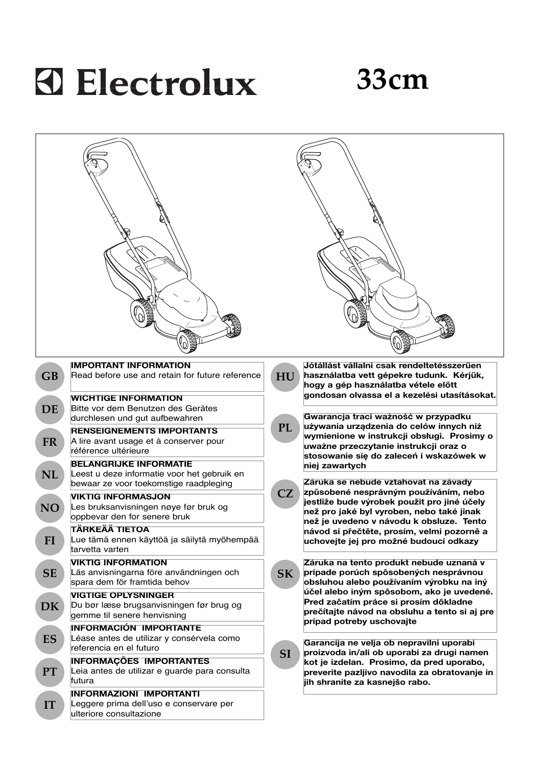# Electrolux

# 33cm

**GB**

**IMPORTANT INFORMATION**
Read before use and retain for future reference

**DE**

**WICHTIGE INFORMATION**
Bitte vor dem Benutzen des Gerätes durchlesen und gut aufbewahren

**FR**

**RENSEIGNEMENTS IMPORTANTS**
A lire avant usage et à conserver pour référence ultérieure

**NL**

**BELANGRIJKE INFORMATIE**
Leest u deze informatie voor het gebruik en bewaar ze voor toekomstige raadpleging

**NO**

**VIKTIG INFORMASJON**
Les bruksanvisningen nøye før bruk og oppbevar den for senere bruk

**FI**

**TÄRKEÄÄ TIETOA**
Lue tämä ennen käyttöä ja säilytä myöhempää tarvetta varten

**SE**

**VIKTIG INFORMATION**
Läs anvisningarna före användningen och spara dem för framtida behov

**DK**

**VIGTIGE OPLYSNINGER**
Du bør læse brugsanvisningen før brug og gemme til senere henvisning

**ES**

**INFORMACIÓN IMPORTANTE**
Léase antes de utilizar y consérvela como referencia en el futuro

**PT**

**INFORMAÇÕES IMPORTANTES**
Leia antes de utilizar e guarde para consulta futura

**IT**

**INFORMAZIONI IMPORTANTI**
Leggere prima dell'uso e conservare per ulteriore consultazione

**HU**

**Jótállást vállalni csak rendeltetésszerűen használatba vett gépekre tudunk. Kérjük, hogy a gép használatba vétele előtt gondosan olvassa el a kezelési utasításokat.**

**PL**

**Gwarancja traci ważność w przypadku używania urządzenia do celów innych niż wymienione w instrukcji obsługi. Prosimy o uważne przeczytanie instrukcji oraz o stosowanie się do zaleceń i wskazówek w niej zawartych**

**CZ**

**Záruka se nebude vztahovat na závady způsobené nesprávným používáním, nebo jestliže bude výrobek použit pro jiné účely než pro jaké byl vyroben, nebo také jinak než je uvedeno v návodu k obsluze. Tento návod si přečtěte, prosím, velmi pozorně a uchovejte jej pro možné budoucí odkazy**

**SK**

**Záruka na tento produkt nebude uznaná v prípade porúch spôsobených nesprávnou obsluhou alebo používaním výrobku na iný účel alebo iným spôsobom, ako je uvedené. Pred začatím práce si prosím dôkladne prečítajte návod na obsluhu a tento si aj pre prípad potreby uschovajte**

**SI**

**Garancija ne velja ob nepravilni uporabi proizvoda in/ali ob uporabi za drugi namen kot je izdelan. Prosimo, da pred uporabo, preverite pazljivo navodila za obratovanje in jih shranite za kasnejšo rabo.**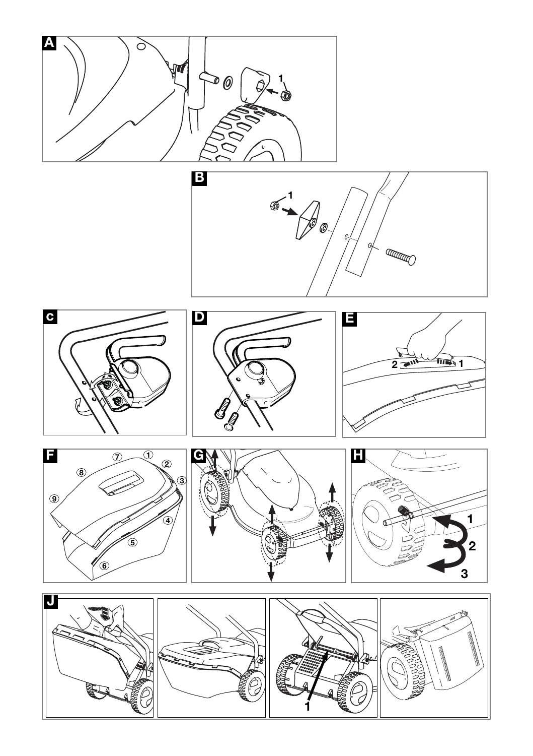A

1

B

1

C

D

E

2 1

F

① ② ③ ④ ⑤ ⑥ ⑦ ⑧ ⑨

G

H

1

2

3

J

1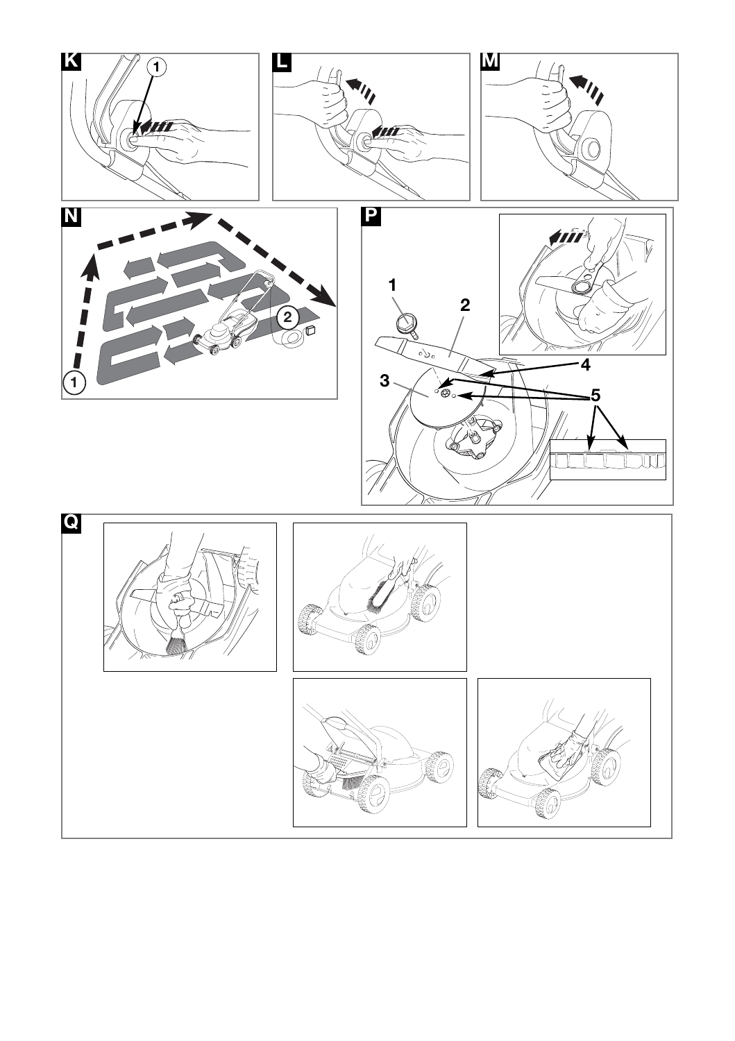K

1

L

M

N

1

2

P

1

2

3

4

5

Q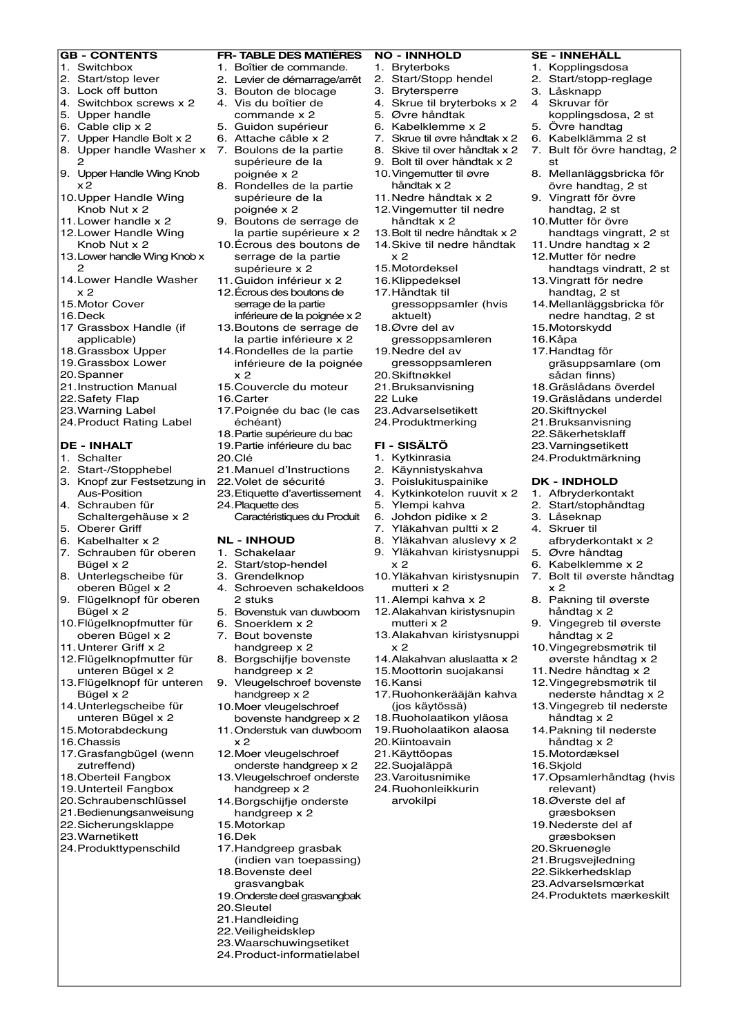## GB - CONTENTS

1. Switchbox
2. Start/stop lever
3. Lock off button
4. Switchbox screws x 2
5. Upper handle
6. Cable clip x 2
7. Upper Handle Bolt x 2
8. Upper handle Washer x 2
9. Upper Handle Wing Knob x 2
10. Upper Handle Wing Knob Nut x 2
11. Lower handle x 2
12. Lower Handle Wing Knob Nut x 2
13. Lower handle Wing Knob x 2
14. Lower Handle Washer x 2
15. Motor Cover
16. Deck
17. Grassbox Handle (if applicable)
18. Grassbox Upper
19. Grassbox Lower
20. Spanner
21. Instruction Manual
22. Safety Flap
23. Warning Label
24. Product Rating Label

## DE - INHALT

1. Schalter
2. Start-/Stopphebel
3. Knopf zur Festsetzung in Aus-Position
4. Schrauben für Schaltergehäuse x 2
5. Oberer Griff
6. Kabelhalter x 2
7. Schrauben für oberen Bügel x 2
8. Unterlegscheibe für oberen Bügel x 2
9. Flügelknopf für oberen Bügel x 2
10. Flügelknopfmutter für oberen Bügel x 2
11. Unterer Griff x 2
12. Flügelknopfmutter für unteren Bügel x 2
13. Flügelknopf für unteren Bügel x 2
14. Unterlegscheibe für unteren Bügel x 2
15. Motorabdeckung
16. Chassis
17. Grasfangbügel (wenn zutreffend)
18. Oberteil Fangbox
19. Unterteil Fangbox
20. Schraubenschlüssel
21. Bedienungsanweisung
22. Sicherungsklappe
23. Warnetikett
24. Produkttypenschild

## FR- TABLE DES MATIÈRES

1. Boîtier de commande.
2. Levier de démarrage/arrêt
3. Bouton de blocage
4. Vis du boîtier de commande x 2
5. Guidon supérieur
6. Attache câble x 2
7. Boulons de la partie supérieure de la poignée x 2
8. Rondelles de la partie supérieure de la poignée x 2
9. Boutons de serrage de la partie supérieure x 2
10. Écrous des boutons de serrage de la partie supérieure x 2
11. Guidon inférieur x 2
12. Écrous des boutons de serrage de la partie inférieure de la poignée x 2
13. Boutons de serrage de la partie inférieure x 2
14. Rondelles de la partie inférieure de la poignée x 2
15. Couvercle du moteur
16. Carter
17. Poignée du bac (le cas échéant)
18. Partie supérieure du bac
19. Partie inférieure du bac
20. Clé
21. Manuel d'Instructions
22. Volet de sécurité
23. Etiquette d'avertissement
24. Plaquette des Caractéristiques du Produit

## NL - INHOUD

1. Schakelaar
2. Start/stop-hendel
3. Grendelknop
4. Schroeven schakeldoos 2 stuks
5. Bovenstuk van duwboom
6. Snoerklem x 2
7. Bout bovenste handgreep x 2
8. Borgschijfje bovenste handgreep x 2
9. Vleugelschroef bovenste handgreep x 2
10. Moer vleugelschroef bovenste handgreep x 2
11. Onderstuk van duwboom x 2
12. Moer vleugelschroef onderste handgreep x 2
13. Vleugelschroef onderste handgreep x 2
14. Borgschijfje onderste handgreep x 2
15. Motorkap
16. Dek
17. Handgreep grasbak (indien van toepassing)
18. Bovenste deel grasvangbak
19. Onderste deel grasvangbak
20. Sleutel
21. Handleiding
22. Veiligheidsklep
23. Waarschuwingsetiket
24. Product-informatielabel

## NO - INNHOLD

1. Bryterboks
2. Start/Stopp hendel
3. Brytersperre
4. Skrue til bryterboks x 2
5. Øvre håndtak
6. Kabelklemme x 2
7. Skrue til øvre håndtak x 2
8. Skive til over håndtak x 2
9. Bolt til over håndtak x 2
10. Vingemutter til øvre håndtak x 2
11. Nedre håndtak x 2
12. Vingemutter til nedre håndtak x 2
13. Bolt til nedre håndtak x 2
14. Skive til nedre håndtak x 2
15. Motordeksel
16. Klippedeksel
17. Håndtak til gressoppsamler (hvis aktuelt)
18. Øvre del av gressoppsamleren
19. Nedre del av gressoppsamleren
20. Skiftnøkkel
21. Bruksanvisning
22. Luke
23. Advarselsetikett
24. Produktmerking

## FI - SISÄLTÖ

1. Kytkinrasia
2. Käynnistyskahva
3. Poislukituspainike
4. Kytkinkotelon ruuvit x 2
5. Ylempi kahva
6. Johdon pidike x 2
7. Yläkahvan pultti x 2
8. Yläkahvan aluslevy x 2
9. Yläkahvan kiristysnuppi x 2
10. Yläkahvan kiristysnupin mutteri x 2
11. Alempi kahva x 2
12. Alakahvan kiristysnupin mutteri x 2
13. Alakahvan kiristysnuppi x 2
14. Alakahvan aluslaatta x 2
15. Moottorin suojakansi
16. Kansi
17. Ruohonkerääjän kahva (jos käytössä)
18. Ruoholaatikon yläosa
19. Ruoholaatikon alaosa
20. Kiintoavain
21. Käyttöopas
22. Suojaläppä
23. Varoitusnimike
24. Ruohonleikkurin arvokilpi

## SE - INNEHÅLL

1. Kopplingsdosa
2. Start/stopp-reglage
3. Låsknapp
4. Skruvar för kopplingsdosa, 2 st
5. Övre handtag
6. Kabelklämma 2 st
7. Bult för övre handtag, 2 st
8. Mellanläggsbricka för övre handtag, 2 st
9. Vingratt för övre handtag, 2 st
10. Mutter för övre handtags vingratt, 2 st
11. Undre handtag x 2
12. Mutter för nedre handtags vindratt, 2 st
13. Vingratt för nedre handtag, 2 st
14. Mellanläggsbricka för nedre handtag, 2 st
15. Motorskydd
16. Kåpa
17. Handtag för gräsuppsamlare (om sådan finns)
18. Gräslådans överdel
19. Gräslådans underdel
20. Skiftnyckel
21. Bruksanvisning
22. Säkerhetsklaff
23. Varningsetikett
24. Produktmärkning

## DK - INDHOLD

1. Afbryderkontakt
2. Start/stophåndtag
3. Låseknap
4. Skruer til afbryderkontakt x 2
5. Øvre håndtag
6. Kabelklemme x 2
7. Bolt til øverste håndtag x 2
8. Pakning til øverste håndtag x 2
9. Vingegreb til øverste håndtag x 2
10. Vingegrebsmøtrik til øverste håndtag x 2
11. Nedre håndtag x 2
12. Vingegrebsmøtrik til nederste håndtag x 2
13. Vingegreb til nederste håndtag x 2
14. Pakning til nederste håndtag x 2
15. Motordæksel
16. Skjold
17. Opsamlerhåndtag (hvis relevant)
18. Øverste del af græsboksen
19. Nederste del af græsboksen
20. Skruenøgle
21. Brugsvejledning
22. Sikkerhedsklap
23. Advarselsmærkat
24. Produktets mærkeskilt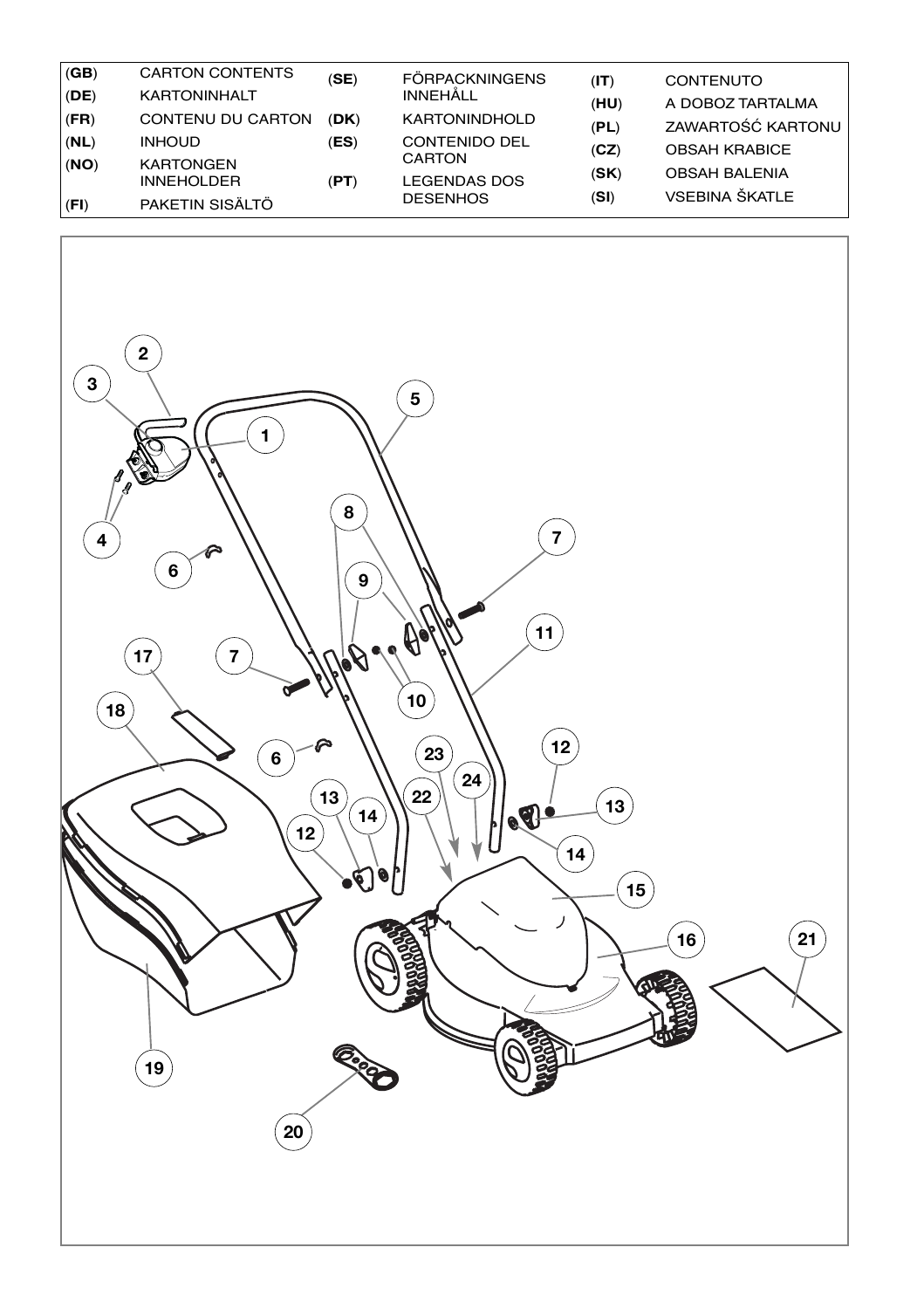| | | | | | |
|---|---|---|---|---|---|
| (**GB**) | CARTON CONTENTS | (**SE**) | FÖRPACKNINGENS INNEHÅLL | (**IT**) | CONTENUTO |
| (**DE**) | KARTONINHALT | | | (**HU**) | A DOBOZ TARTALMA |
| (**FR**) | CONTENU DU CARTON | (**DK**) | KARTONINDHOLD | (**PL**) | ZAWARTOŚĆ KARTONU |
| (**NL**) | INHOUD | (**ES**) | CONTENIDO DEL CARTON | (**CZ**) | OBSAH KRABICE |
| (**NO**) | KARTONGEN INNEHOLDER | (**PT**) | LEGENDAS DOS DESENHOS | (**SK**) | OBSAH BALENIA |
| (**FI**) | PAKETIN SISÄLTÖ | | | (**SI**) | VSEBINA ŠKATLE |

1 2 3 4 5 6 7 8 9 10 11 12 13 14 15 16 17 18 19 20 21 22 23 24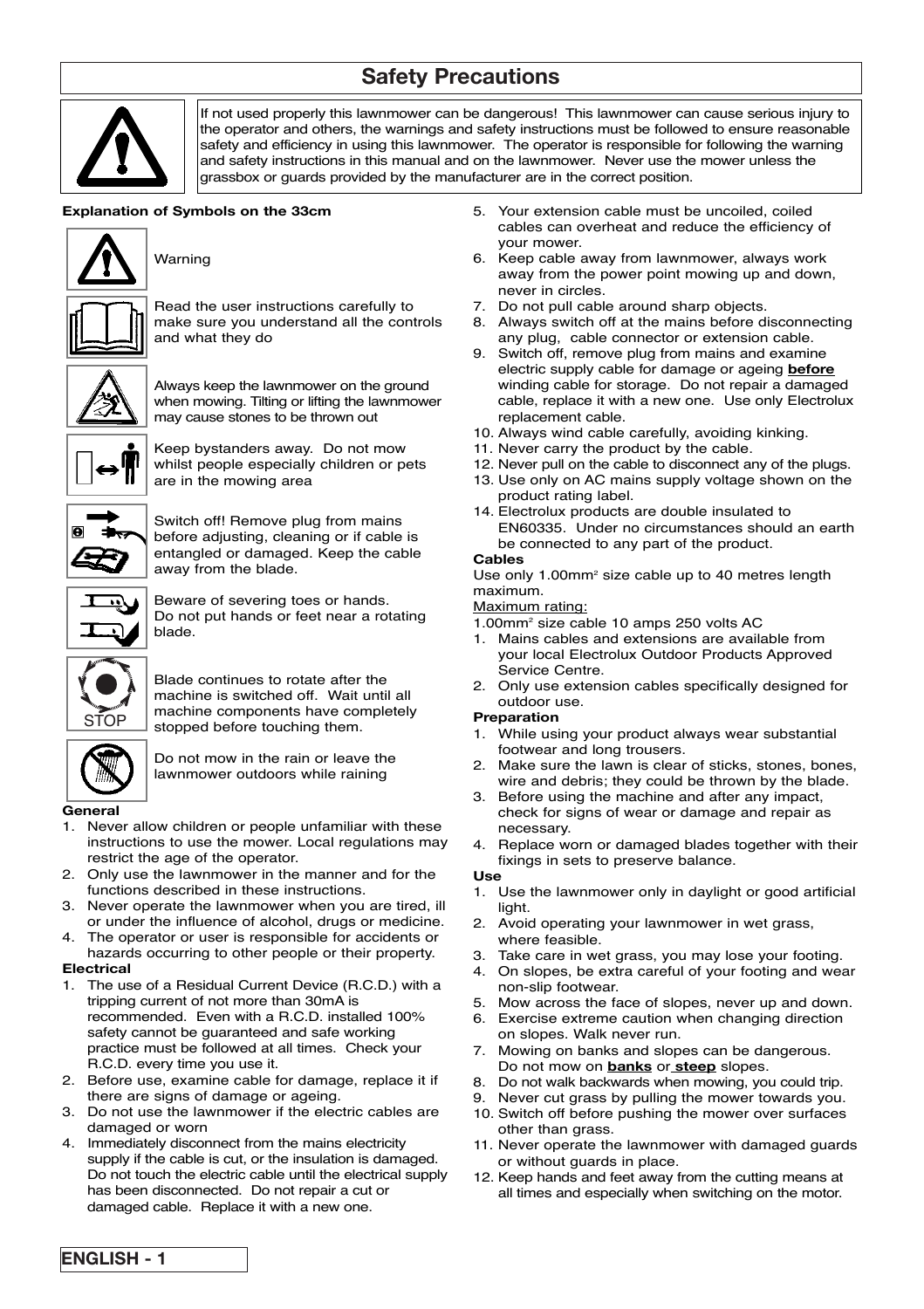# Safety Precautions

If not used properly this lawnmower can be dangerous! This lawnmower can cause serious injury to the operator and others, the warnings and safety instructions must be followed to ensure reasonable safety and efficiency in using this lawnmower. The operator is responsible for following the warning and safety instructions in this manual and on the lawnmower. Never use the mower unless the grassbox or guards provided by the manufacturer are in the correct position.

**Explanation of Symbols on the 33cm**

Warning

Read the user instructions carefully to make sure you understand all the controls and what they do

Always keep the lawnmower on the ground when mowing. Tilting or lifting the lawnmower may cause stones to be thrown out

Keep bystanders away. Do not mow whilst people especially children or pets are in the mowing area

Switch off! Remove plug from mains before adjusting, cleaning or if cable is entangled or damaged. Keep the cable away from the blade.

Beware of severing toes or hands. Do not put hands or feet near a rotating blade.

Blade continues to rotate after the machine is switched off. Wait until all machine components have completely stopped before touching them.

Do not mow in the rain or leave the lawnmower outdoors while raining

**General**

1. Never allow children or people unfamiliar with these instructions to use the mower. Local regulations may restrict the age of the operator.
2. Only use the lawnmower in the manner and for the functions described in these instructions.
3. Never operate the lawnmower when you are tired, ill or under the influence of alcohol, drugs or medicine.
4. The operator or user is responsible for accidents or hazards occurring to other people or their property.

**Electrical**

1. The use of a Residual Current Device (R.C.D.) with a tripping current of not more than 30mA is recommended. Even with a R.C.D. installed 100% safety cannot be guaranteed and safe working practice must be followed at all times. Check your R.C.D. every time you use it.
2. Before use, examine cable for damage, replace it if there are signs of damage or ageing.
3. Do not use the lawnmower if the electric cables are damaged or worn
4. Immediately disconnect from the mains electricity supply if the cable is cut, or the insulation is damaged. Do not touch the electric cable until the electrical supply has been disconnected. Do not repair a cut or damaged cable. Replace it with a new one.
5. Your extension cable must be uncoiled, coiled cables can overheat and reduce the efficiency of your mower.
6. Keep cable away from lawnmower, always work away from the power point mowing up and down, never in circles.
7. Do not pull cable around sharp objects.
8. Always switch off at the mains before disconnecting any plug, cable connector or extension cable.
9. Switch off, remove plug from mains and examine electric supply cable for damage or ageing **before** winding cable for storage. Do not repair a damaged cable, replace it with a new one. Use only Electrolux replacement cable.
10. Always wind cable carefully, avoiding kinking.
11. Never carry the product by the cable.
12. Never pull on the cable to disconnect any of the plugs.
13. Use only on AC mains supply voltage shown on the product rating label.
14. Electrolux products are double insulated to EN60335. Under no circumstances should an earth be connected to any part of the product.

**Cables**

Use only 1.00mm$^2$ size cable up to 40 metres length maximum.

Maximum rating:

1.00mm$^2$ size cable 10 amps 250 volts AC

1. Mains cables and extensions are available from your local Electrolux Outdoor Products Approved Service Centre.
2. Only use extension cables specifically designed for outdoor use.

**Preparation**

1. While using your product always wear substantial footwear and long trousers.
2. Make sure the lawn is clear of sticks, stones, bones, wire and debris; they could be thrown by the blade.
3. Before using the machine and after any impact, check for signs of wear or damage and repair as necessary.
4. Replace worn or damaged blades together with their fixings in sets to preserve balance.

**Use**

1. Use the lawnmower only in daylight or good artificial light.
2. Avoid operating your lawnmower in wet grass, where feasible.
3. Take care in wet grass, you may lose your footing.
4. On slopes, be extra careful of your footing and wear non-slip footwear.
5. Mow across the face of slopes, never up and down.
6. Exercise extreme caution when changing direction on slopes. Walk never run.
7. Mowing on banks and slopes can be dangerous. Do not mow on **banks** or **steep** slopes.
8. Do not walk backwards when mowing, you could trip.
9. Never cut grass by pulling the mower towards you.
10. Switch off before pushing the mower over surfaces other than grass.
11. Never operate the lawnmower with damaged guards or without guards in place.
12. Keep hands and feet away from the cutting means at all times and especially when switching on the motor.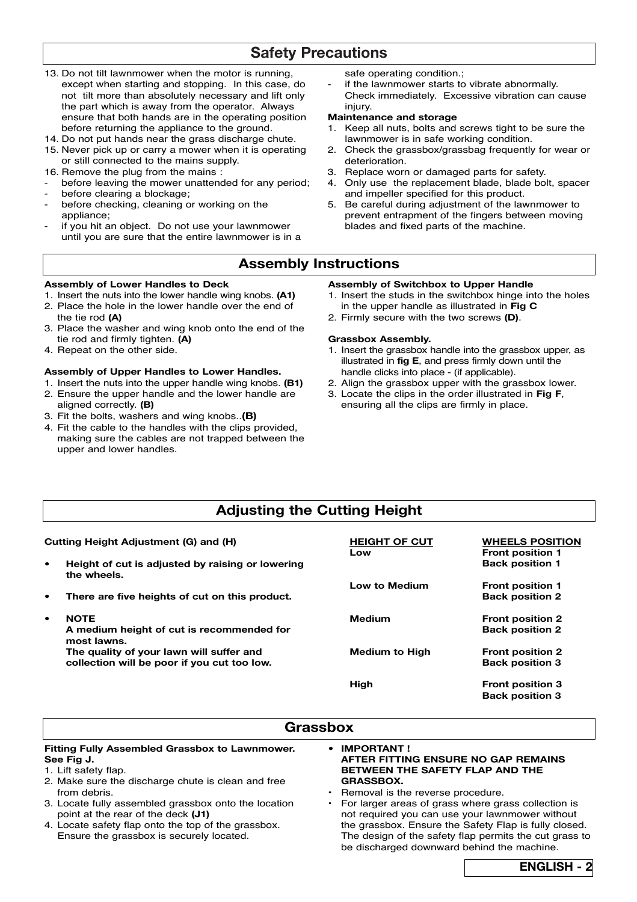## Safety Precautions

13. Do not tilt lawnmower when the motor is running, except when starting and stopping. In this case, do not tilt more than absolutely necessary and lift only the part which is away from the operator. Always ensure that both hands are in the operating position before returning the appliance to the ground.
14. Do not put hands near the grass discharge chute.
15. Never pick up or carry a mower when it is operating or still connected to the mains supply.
16. Remove the plug from the mains :
    - before leaving the mower unattended for any period;
    - before clearing a blockage;
    - before checking, cleaning or working on the appliance;
    - if you hit an object. Do not use your lawnmower until you are sure that the entire lawnmower is in a safe operating condition.;
    - if the lawnmower starts to vibrate abnormally. Check immediately. Excessive vibration can cause injury.

**Maintenance and storage**

1. Keep all nuts, bolts and screws tight to be sure the lawnmower is in safe working condition.
2. Check the grassbox/grassbag frequently for wear or deterioration.
3. Replace worn or damaged parts for safety.
4. Only use the replacement blade, blade bolt, spacer and impeller specified for this product.
5. Be careful during adjustment of the lawnmower to prevent entrapment of the fingers between moving blades and fixed parts of the machine.

## Assembly Instructions

**Assembly of Lower Handles to Deck**

1. Insert the nuts into the lower handle wing knobs. **(A1)**
2. Place the hole in the lower handle over the end of the tie rod **(A)**
3. Place the washer and wing knob onto the end of the tie rod and firmly tighten. **(A)**
4. Repeat on the other side.

**Assembly of Upper Handles to Lower Handles.**

1. Insert the nuts into the upper handle wing knobs. **(B1)**
2. Ensure the upper handle and the lower handle are aligned correctly. **(B)**
3. Fit the bolts, washers and wing knobs..**(B)**
4. Fit the cable to the handles with the clips provided, making sure the cables are not trapped between the upper and lower handles.

**Assembly of Switchbox to Upper Handle**

1. Insert the studs in the switchbox hinge into the holes in the upper handle as illustrated in **Fig C**
2. Firmly secure with the two screws **(D)**.

**Grassbox Assembly.**

1. Insert the grassbox handle into the grassbox upper, as illustrated in **fig E**, and press firmly down until the handle clicks into place - (if applicable).
2. Align the grassbox upper with the grassbox lower.
3. Locate the clips in the order illustrated in **Fig F**, ensuring all the clips are firmly in place.

## Adjusting the Cutting Height

**Cutting Height Adjustment (G) and (H)**

- **Height of cut is adjusted by raising or lowering the wheels.**
- **There are five heights of cut on this product.**
- **NOTE**
  **A medium height of cut is recommended for most lawns.**
  **The quality of your lawn will suffer and collection will be poor if you cut too low.**

| HEIGHT OF CUT | WHEELS POSITION |
|---|---|
| **Low** | **Front position 1**<br>**Back position 1** |
| **Low to Medium** | **Front position 1**<br>**Back position 2** |
| **Medium** | **Front position 2**<br>**Back position 2** |
| **Medium to High** | **Front position 2**<br>**Back position 3** |
| **High** | **Front position 3**<br>**Back position 3** |

## Grassbox

**Fitting Fully Assembled Grassbox to Lawnmower. See Fig J.**

1. Lift safety flap.
2. Make sure the discharge chute is clean and free from debris.
3. Locate fully assembled grassbox onto the location point at the rear of the deck **(J1)**
4. Locate safety flap onto the top of the grassbox. Ensure the grassbox is securely located.

- **IMPORTANT !**
  **AFTER FITTING ENSURE NO GAP REMAINS BETWEEN THE SAFETY FLAP AND THE GRASSBOX.**
- Removal is the reverse procedure.
- For larger areas of grass where grass collection is not required you can use your lawnmower without the grassbox. Ensure the Safety Flap is fully closed. The design of the safety flap permits the cut grass to be discharged downward behind the machine.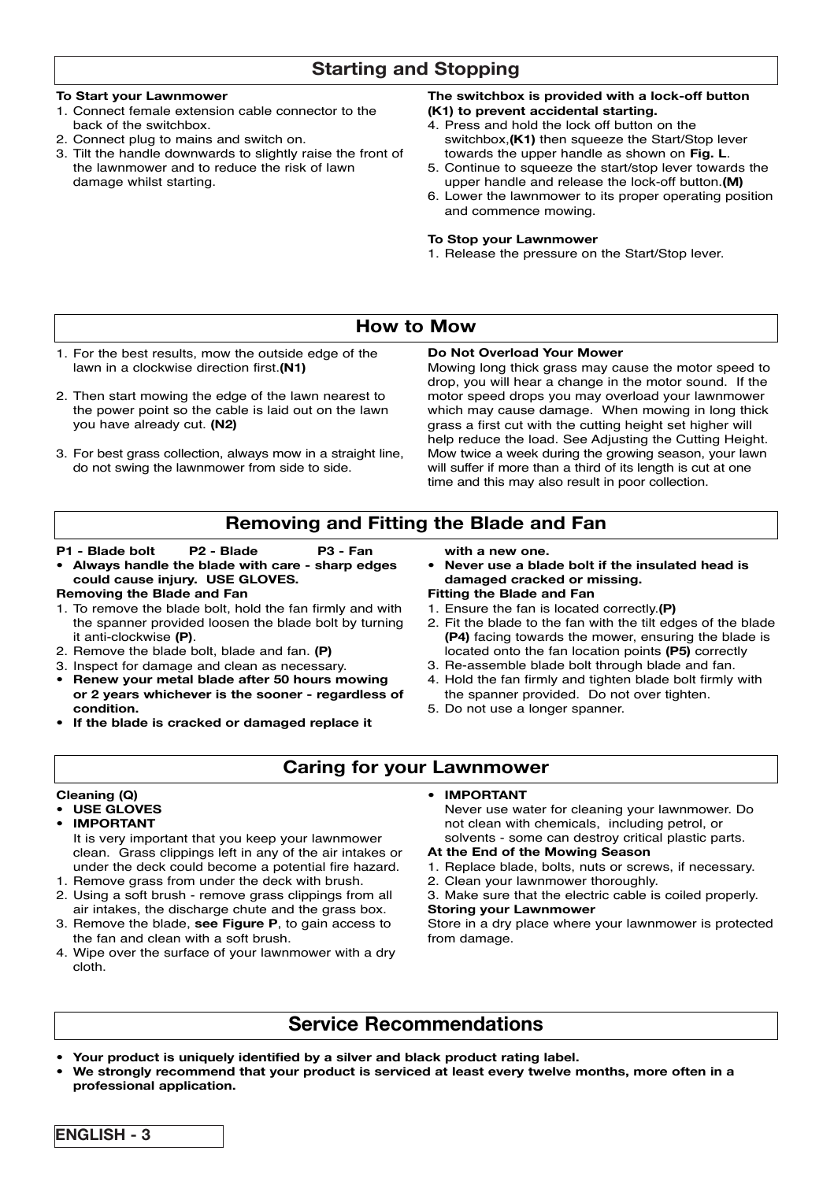## Starting and Stopping

**To Start your Lawnmower**

1. Connect female extension cable connector to the back of the switchbox.
2. Connect plug to mains and switch on.
3. Tilt the handle downwards to slightly raise the front of the lawnmower and to reduce the risk of lawn damage whilst starting.

**The switchbox is provided with a lock-off button (K1) to prevent accidental starting.**

4. Press and hold the lock off button on the switchbox,**(K1)** then squeeze the Start/Stop lever towards the upper handle as shown on **Fig. L**.
5. Continue to squeeze the start/stop lever towards the upper handle and release the lock-off button.**(M)**
6. Lower the lawnmower to its proper operating position and commence mowing.

**To Stop your Lawnmower**

1. Release the pressure on the Start/Stop lever.

## How to Mow

1. For the best results, mow the outside edge of the lawn in a clockwise direction first.**(N1)**
2. Then start mowing the edge of the lawn nearest to the power point so the cable is laid out on the lawn you have already cut. **(N2)**
3. For best grass collection, always mow in a straight line, do not swing the lawnmower from side to side.

**Do Not Overload Your Mower**

Mowing long thick grass may cause the motor speed to drop, you will hear a change in the motor sound. If the motor speed drops you may overload your lawnmower which may cause damage. When mowing in long thick grass a first cut with the cutting height set higher will help reduce the load. See Adjusting the Cutting Height. Mow twice a week during the growing season, your lawn will suffer if more than a third of its length is cut at one time and this may also result in poor collection.

## Removing and Fitting the Blade and Fan

**P1 - Blade bolt  P2 - Blade  P3 - Fan**

- **Always handle the blade with care - sharp edges could cause injury. USE GLOVES.**

**Removing the Blade and Fan**

1. To remove the blade bolt, hold the fan firmly and with the spanner provided loosen the blade bolt by turning it anti-clockwise **(P)**.
2. Remove the blade bolt, blade and fan. **(P)**
3. Inspect for damage and clean as necessary.

- **Renew your metal blade after 50 hours mowing or 2 years whichever is the sooner - regardless of condition.**
- **If the blade is cracked or damaged replace it with a new one.**
- **Never use a blade bolt if the insulated head is damaged cracked or missing.**

**Fitting the Blade and Fan**

1. Ensure the fan is located correctly.**(P)**
2. Fit the blade to the fan with the tilt edges of the blade **(P4)** facing towards the mower, ensuring the blade is located onto the fan location points **(P5)** correctly
3. Re-assemble blade bolt through blade and fan.
4. Hold the fan firmly and tighten blade bolt firmly with the spanner provided. Do not over tighten.
5. Do not use a longer spanner.

## Caring for your Lawnmower

**Cleaning (Q)**

- **USE GLOVES**
- **IMPORTANT**
  It is very important that you keep your lawnmower clean. Grass clippings left in any of the air intakes or under the deck could become a potential fire hazard.

1. Remove grass from under the deck with brush.
2. Using a soft brush - remove grass clippings from all air intakes, the discharge chute and the grass box.
3. Remove the blade, **see Figure P**, to gain access to the fan and clean with a soft brush.
4. Wipe over the surface of your lawnmower with a dry cloth.

- **IMPORTANT**
  Never use water for cleaning your lawnmower. Do not clean with chemicals, including petrol, or solvents - some can destroy critical plastic parts.

**At the End of the Mowing Season**

1. Replace blade, bolts, nuts or screws, if necessary.
2. Clean your lawnmower thoroughly.
3. Make sure that the electric cable is coiled properly.

**Storing your Lawnmower**

Store in a dry place where your lawnmower is protected from damage.

## Service Recommendations

- **Your product is uniquely identified by a silver and black product rating label.**
- **We strongly recommend that your product is serviced at least every twelve months, more often in a professional application.**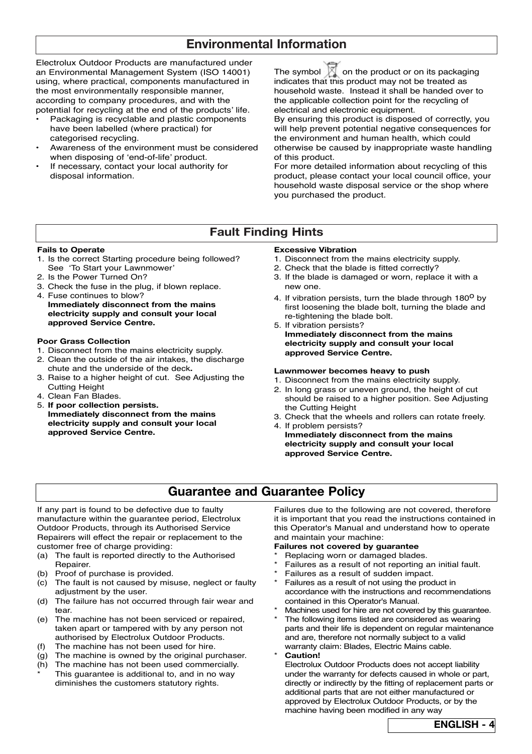# Environmental Information

Electrolux Outdoor Products are manufactured under an Environmental Management System (ISO 14001) using, where practical, components manufactured in the most environmentally responsible manner, according to company procedures, and with the potential for recycling at the end of the products' life.

- Packaging is recyclable and plastic components have been labelled (where practical) for categorised recycling.
- Awareness of the environment must be considered when disposing of 'end-of-life' product.
- If necessary, contact your local authority for disposal information.

The symbol on the product or on its packaging indicates that this product may not be treated as household waste. Instead it shall be handed over to the applicable collection point for the recycling of electrical and electronic equipment.

By ensuring this product is disposed of correctly, you will help prevent potential negative consequences for the environment and human health, which could otherwise be caused by inappropriate waste handling of this product.

For more detailed information about recycling of this product, please contact your local council office, your household waste disposal service or the shop where you purchased the product.

# Fault Finding Hints

**Fails to Operate**

1. Is the correct Starting procedure being followed? See 'To Start your Lawnmower'
2. Is the Power Turned On?
3. Check the fuse in the plug, if blown replace.
4. Fuse continues to blow?
   **Immediately disconnect from the mains electricity supply and consult your local approved Service Centre.**

**Poor Grass Collection**

1. Disconnect from the mains electricity supply.
2. Clean the outside of the air intakes, the discharge chute and the underside of the deck**.**
3. Raise to a higher height of cut. See Adjusting the Cutting Height
4. Clean Fan Blades.
5. **If poor collection persists.**
   **Immediately disconnect from the mains electricity supply and consult your local approved Service Centre.**

**Excessive Vibration**

1. Disconnect from the mains electricity supply.
2. Check that the blade is fitted correctly?
3. If the blade is damaged or worn, replace it with a new one.
4. If vibration persists, turn the blade through 180$^{o}$ by first loosening the blade bolt, turning the blade and re-tightening the blade bolt.
5. If vibration persists?
   **Immediately disconnect from the mains electricity supply and consult your local approved Service Centre.**

**Lawnmower becomes heavy to push**

1. Disconnect from the mains electricity supply.
2. In long grass or uneven ground, the height of cut should be raised to a higher position. See Adjusting the Cutting Height
3. Check that the wheels and rollers can rotate freely.
4. If problem persists?
   **Immediately disconnect from the mains electricity supply and consult your local approved Service Centre.**

# Guarantee and Guarantee Policy

If any part is found to be defective due to faulty manufacture within the guarantee period, Electrolux Outdoor Products, through its Authorised Service Repairers will effect the repair or replacement to the customer free of charge providing:

(a) The fault is reported directly to the Authorised Repairer.
(b) Proof of purchase is provided.
(c) The fault is not caused by misuse, neglect or faulty adjustment by the user.
(d) The failure has not occurred through fair wear and tear.
(e) The machine has not been serviced or repaired, taken apart or tampered with by any person not authorised by Electrolux Outdoor Products.
(f) The machine has not been used for hire.
(g) The machine is owned by the original purchaser.
(h) The machine has not been used commercially.

\* This guarantee is additional to, and in no way diminishes the customers statutory rights.

Failures due to the following are not covered, therefore it is important that you read the instructions contained in this Operator's Manual and understand how to operate and maintain your machine:

**Failures not covered by guarantee**

* Replacing worn or damaged blades.
* Failures as a result of not reporting an initial fault.
* Failures as a result of sudden impact.
* Failures as a result of not using the product in accordance with the instructions and recommendations contained in this Operator's Manual.
* Machines used for hire are not covered by this guarantee.
* The following items listed are considered as wearing parts and their life is dependent on regular maintenance and are, therefore not normally subject to a valid warranty claim: Blades, Electric Mains cable.
* **Caution!**
  Electrolux Outdoor Products does not accept liability under the warranty for defects caused in whole or part, directly or indirectly by the fitting of replacement parts or additional parts that are not either manufactured or approved by Electrolux Outdoor Products, or by the machine having been modified in any way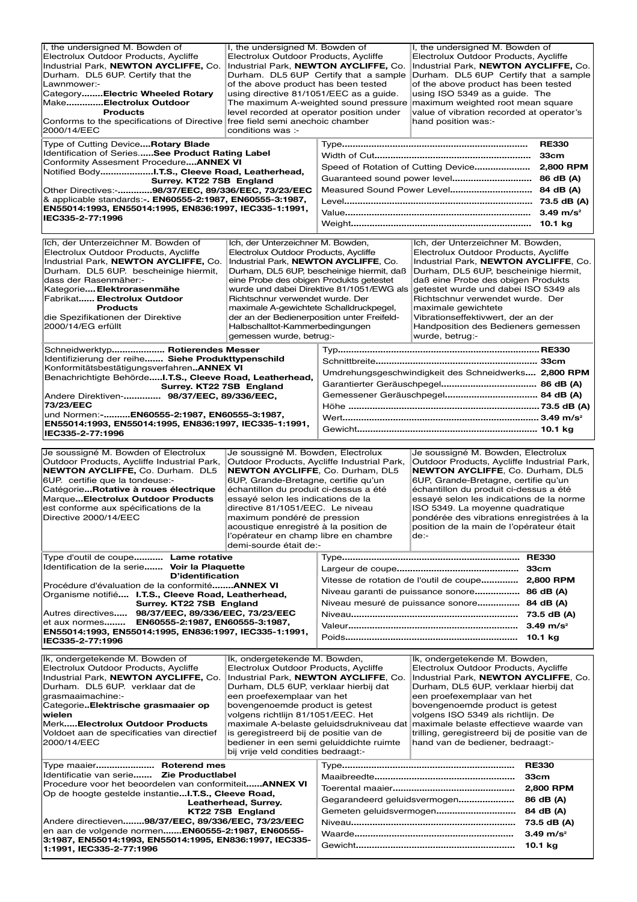I, the undersigned M. Bowden of Electrolux Outdoor Products, Aycliffe Industrial Park, **NEWTON AYCLIFFE,** Co. Durham. DL5 6UP. Certify that the Lawnmower:-
Category........**Electric Wheeled Rotary**
Make.............**Electrolux Outdoor Products**
Conforms to the specifications of Directive 2000/14/EEC

I, the undersigned M. Bowden of Electrolux Outdoor Products, Aycliffe Industrial Park, **NEWTON AYCLIFFE,** Co. Durham. DL5 6UP Certify that a sample of the above product has been tested using directive 81/1051/EEC as a guide. The maximum A-weighted sound pressure level recorded at operator position under free field semi anechoic chamber conditions was :-

I, the undersigned M. Bowden of Electrolux Outdoor Products, Aycliffe Industrial Park, **NEWTON AYCLIFFE,** Co. Durham. DL5 6UP Certify that a sample of the above product has been tested using ISO 5349 as a guide. The maximum weighted root mean square value of vibration recorded at operator's hand position was:-

Type of Cutting Device....**Rotary Blade**
Identification of Series......**See Product Rating Label**
Conformity Assesment Procedure....**ANNEX VI**
Notified Body...................**I.T.S., Cleeve Road, Leatherhead, Surrey. KT22 7SB England**
Other Directives:-............**98/37/EEC, 89/336/EEC, 73/23/EEC**
& applicable standards:-. **EN60555-2:1987, EN60555-3:1987, EN55014:1993, EN55014:1995, EN836:1997, IEC335-1:1991, IEC335-2-77:1996**

| | |
|---|---|
| Type | **RE330** |
| Width of Cut | **33cm** |
| Speed of Rotation of Cutting Device | **2,800 RPM** |
| Guaranteed sound power level | **86 dB (A)** |
| Measured Sound Power Level | **84 dB (A)** |
| Level | **73.5 dB (A)** |
| Value | **3.49 m/s²** |
| Weight | **10.1 kg** |

Ich, der Unterzeichner M. Bowden of Electrolux Outdoor Products, Aycliffe Industrial Park, **NEWTON AYCLIFFE,** Co. Durham. DL5 6UP. bescheinige hiermit, dass der Rasenmäher:-
Kategorie....**Elektrorasenmähe**
Fabrikat...... **Electrolux Outdoor Products**
die Spezifikationen der Direktive 2000/14/EG erfüllt

Ich, der Unterzeichner M. Bowden, Electrolux Outdoor Products, Aycliffe Industrial Park, **NEWTON AYCLIFFE**, Co. Durham, DL5 6UP, bescheinige hiermit, daß eine Probe des obigen Produkts getestet wurde und dabei Direktive 81/1051/EWG als Richtschnur verwendet wurde. Der maximale A-gewichtete Schalldruckpegel, der an der Bedienerposition unter Freifeld-Halbschalltot-Kammerbedingungen gemessen wurde, betrug:-

Ich, der Unterzeichner M. Bowden, Electrolux Outdoor Products, Aycliffe Industrial Park, **NEWTON AYCLIFFE**, Co. Durham, DL5 6UP, bescheinige hiermit, daß eine Probe des obigen Produkts getestet wurde und dabei ISO 5349 als Richtschnur verwendet wurde. Der maximale gewichtete Vibrationseffektivwert, der an der Handposition des Bedieners gemessen wurde, betrug:-

Schneidwerktyp................... **Rotierendes Messer**
Identifizierung der reihe....... **Siehe Produkttypenschild**
Konformitätsbestätigungsverfahren..**ANNEX VI**
Benachrichtigte Behörde.....**I.T.S., Cleeve Road, Leatherhead, Surrey. KT22 7SB England**
Andere Direktiven-............. **98/37/EEC, 89/336/EEC, 73/23/EEC**
und Normen:-..........**EN60555-2:1987, EN60555-3:1987, EN55014:1993, EN55014:1995, EN836:1997, IEC335-1:1991, IEC335-2-77:1996**

| | |
|---|---|
| Typ | **RE330** |
| Schnittbreite | **33cm** |
| Umdrehungsgeschwindigkeit des Schneidwerks | **2,800 RPM** |
| Garantierter Geräuschpegel | **86 dB (A)** |
| Gemessener Geräuschpegel | **84 dB (A)** |
| Höhe | **73.5 dB (A)** |
| Wert | **3.49 m/s²** |
| Gewicht | **10.1 kg** |

Je soussigné M. Bowden of Electrolux Outdoor Products, Aycliffe Industrial Park, **NEWTON AYCLIFFE,** Co. Durham. DL5 6UP. certifie que la tondeuse:-
Catégorie...**Rotative à roues électrique**
Marque...**Electrolux Outdoor Products**
est conforme aux spécifications de la Directive 2000/14/EEC

Je soussigné M. Bowden, Electrolux Outdoor Products, Aycliffe Industrial Park, **NEWTON AYCLIFFE**, Co. Durham, DL5 6UP, Grande-Bretagne, certifie qu'un échantillon du produit ci-dessus a été essayé selon les indications de la directive 81/1051/EEC. Le niveau maximum pondéré de pression acoustique enregistré à la position de l'opérateur en champ libre en chambre demi-sourde était de:-

Je soussigné M. Bowden, Electrolux Outdoor Products, Aycliffe Industrial Park, **NEWTON AYCLIFFE**, Co. Durham, DL5 6UP, Grande-Bretagne, certifie qu'un échantillon du produit ci-dessus a été essayé selon les indications de la norme ISO 5349. La moyenne quadratique pondérée des vibrations enregistrées à la position de la main de l'opérateur était de:-

Type d'outil de coupe........... **Lame rotative**
Identification de la serie....... **Voir la Plaquette D'identification**
Procédure d'évaluation de la conformité........**ANNEX VI**
Organisme notifié.... **I.T.S., Cleeve Road, Leatherhead, Surrey. KT22 7SB England**
Autres directives..... **98/37/EEC, 89/336/EEC, 73/23/EEC**
et aux normes........ **EN60555-2:1987, EN60555-3:1987, EN55014:1993, EN55014:1995, EN836:1997, IEC335-1:1991, IEC335-2-77:1996**

| | |
|---|---|
| Type | **RE330** |
| Largeur de coupe | **33cm** |
| Vitesse de rotation de l'outil de coupe | **2,800 RPM** |
| Niveau garanti de puissance sonore | **86 dB (A)** |
| Niveau mesuré de puissance sonore | **84 dB (A)** |
| Niveau | **73.5 dB (A)** |
| Valeur | **3.49 m/s²** |
| Poids | **10.1 kg** |

Ik, ondergetekende M. Bowden of Electrolux Outdoor Products, Aycliffe Industrial Park, **NEWTON AYCLIFFE,** Co. Durham. DL5 6UP. verklaar dat de grasmaaimachine:-
Categorie..**Elektrische grasmaaier op wielen**
Merk.....**Electrolux Outdoor Products**
Voldoet aan de specificaties van directief 2000/14/EEC

Ik, ondergetekende M. Bowden, Electrolux Outdoor Products, Aycliffe Industrial Park, **NEWTON AYCLIFFE**, Co. Durham, DL5 6UP, verklaar hierbij dat een proefexemplaar van het bovengenoemde product is getest volgens richtlijn 81/1051/EEC. Het maximale A-belaste geluidsdrukniveau dat is geregistreerd bij de positie van de bediener in een semi geluiddichte ruimte bij vrije veld condities bedraagt:-

Ik, ondergetekende M. Bowden, Electrolux Outdoor Products, Aycliffe Industrial Park, **NEWTON AYCLIFFE**, Co. Durham, DL5 6UP, verklaar hierbij dat een proefexemplaar van het bovengenoemde product is getest volgens ISO 5349 als richtlijn. De maximale belaste effectieve waarde van trilling, geregistreerd bij de positie van de hand van de bediener, bedraagt:-

Type maaier...................... **Roterend mes**
Identificatie van serie....... **Zie Productlabel**
Procedure voor het beoordelen van conformiteit......**ANNEX VI**
Op de hoogte gestelde instantie...**I.T.S., Cleeve Road, Leatherhead, Surrey. KT22 7SB England**
Andere directieven........**98/37/EEC, 89/336/EEC, 73/23/EEC**
en aan de volgende normen.......**EN60555-2:1987, EN60555-3:1987, EN55014:1993, EN55014:1995, EN836:1997, IEC335-1:1991, IEC335-2-77:1996**

| | |
|---|---|
| Type | **RE330** |
| Maaibreedte | **33cm** |
| Toerental maaier | **2,800 RPM** |
| Gegarandeerd geluidsvermogen | **86 dB (A)** |
| Gemeten geluidsvermogen | **84 dB (A)** |
| Niveau | **73.5 dB (A)** |
| Waarde | **3.49 m/s²** |
| Gewicht | **10.1 kg** |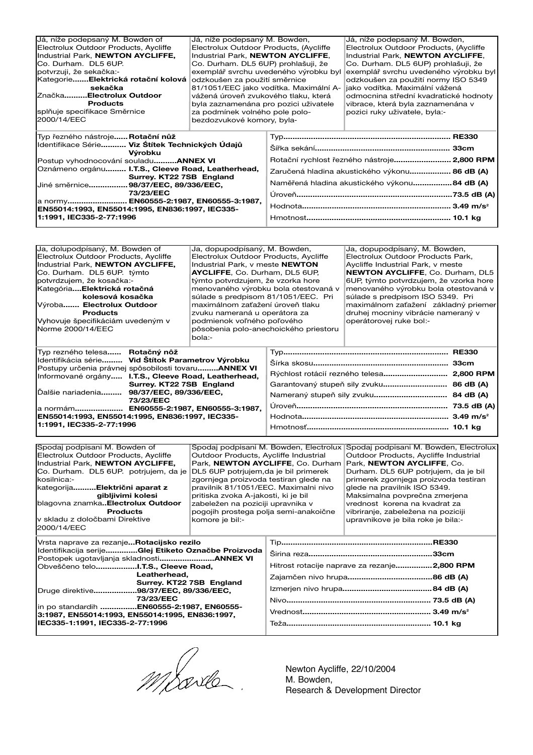| Já, níže podepsaný M. Bowden of Electrolux Outdoor Products, Aycliffe Industrial Park, **NEWTON AYCLIFFE**, Co. Durham. DL5 6UP. potvrzuji, že sekačka:- Kategorie.......**Elektrická rotační kolová sekačka** Značka.........**Electrolux Outdoor Products** splňuje specifikace Směrnice 2000/14/EEC | Já, níže podepsaný M. Bowden, Electrolux Outdoor Products, (Aycliffe Industrial Park, **NEWTON AYCLIFFE**, Co. Durham. DL5 6UP) prohlašuji, že exemplář svrchu uvedeného výrobku byl odzkoušen za použití směrnice 81/1051/EEC jako vodítka. Maximální A-vážená úroveň zvukového tlaku, která byla zaznamenána pro pozici uživatele za podmínek volného pole polo-bezdozvukové komory, byla- | Já, níže podepsaný M. Bowden, Electrolux Outdoor Products, (Aycliffe Industrial Park, **NEWTON AYCLIFFE**, Co. Durham. DL5 6UP) prohlašuji, že exemplář svrchu uvedeného výrobku byl odzkoušen za použití normy ISO 5349 jako vodítka. Maximální vážená odmocnina střední kvadratické hodnoty vibrace, která byla zaznamenána v pozici ruky uživatele, byla:- |
|---|---|---|

| | |
|---|---|
| Typ řezného nástroje...... **Rotační nůž**<br>Identifikace Série........... **Viz Štítek Technických Údajů Výrobku**<br>Postup vyhodnocování souladu.........**ANNEX VI**<br>Oznámeno orgánu......... **I.T.S., Cleeve Road, Leatherhead, Surrey. KT22 7SB England**<br>Jiné směrnice................**98/37/EEC, 89/336/EEC, 73/23/EEC**<br>a normy.......................... **EN60555-2:1987, EN60555-3:1987, EN55014:1993, EN55014:1995, EN836:1997, IEC335-1:1991, IEC335-2-77:1996** | Typ........................................................................ **RE330**<br>Šířka sekání......................................................... **33cm**<br>Rotační rychlost řezného nástroje......................... **2,800 RPM**<br>Zaručená hladina akustického výkonu.................. **86 dB (A)**<br>Naměřená hladina akustického výkonu................**84 dB (A)**<br>Úroveň....................................................................**73.5 dB (A)**<br>Hodnota................................................................ **3.49 m/s²**<br>Hmotnost.............................................................. **10.1 kg** |

| Ja, dolupodpísaný, M. Bowden of Electrolux Outdoor Products, Aycliffe Industrial Park, **NEWTON AYCLIFFE**, Co. Durham. DL5 6UP. týmto potvrdzujem, že kosačka:- Kategória....**Elektrická rotačná kolesová kosačka** Výroba....... **Electrolux Outdoor Products** Vyhovuje špecifikáciám uvedeným v Norme 2000/14/EEC | Ja, dopupodpísaný, M. Bowden, Electrolux Outdoor Products, Aycliffe Industrial Park, v meste **NEWTON AYCLIFFE**, Co. Durham, DL5 6UP, týmto potvrdzujem, že vzorka hore menovaného výrobku bola otestovaná v súlade s predpisom 81/1051/EEC. Pri maximálnom zaťažení úroveň tlaku zvuku nameraná u operátora za podmienok voľného poľového pôsobenia polo-anechoického priestoru bola:- | Ja, dopupodpísaný, M. Bowden, Electrolux Outdoor Products Park, Aycliffe Industrial Park, v meste **NEWTON AYCLIFFE**, Co. Durham, DL5 6UP, týmto potvrdzujem, že vzorka hore menovaného výrobku bola otestovaná v súlade s predpisom ISO 5349. Pri maximálnom zaťažení základný priemer druhej mocniny vibrácie nameraný v operátorovej ruke bol:- |
|---|---|---|

| | |
|---|---|
| Typ rezného telesa...... **Rotačný nôž**<br>Identifikácia série......... **Vid Štítok Parametrov Výrobku**<br>Postupy určenia právnej spôsobilosti tovaru.........**ANNEX VI**<br>Informované orgány..... **I.T.S., Cleeve Road, Leatherhead, Surrey. KT22 7SB England**<br>Ďalšie nariadenia......... **98/37/EEC, 89/336/EEC, 73/23/EEC**<br>a normám.................... **EN60555-2:1987, EN60555-3:1987, EN55014:1993, EN55014:1995, EN836:1997, IEC335-1:1991, IEC335-2-77:1996** | Typ....................................................................... **RE330**<br>Šírka skosu........................................................... **33cm**<br>Rýchlost rotácií rezného telesa........................... **2,800 RPM**<br>Garantovaný stupeň sily zvuku............................ **86 dB (A)**<br>Nameraný stupeň sily zvuku............................... **84 dB (A)**<br>Úroveň.................................................................. **73.5 dB (A)**<br>Hodnota................................................................ **3.49 m/s²**<br>Hmotnosť.............................................................. **10.1 kg** |

| Spodaj podpisani M. Bowden of Electrolux Outdoor Products, Aycliffe Industrial Park, **NEWTON AYCLIFFE**, Co. Durham. DL5 6UP. potrjujem, da je kosilnica:- kategorija..........**Električni aparat z gibljivimi kolesi** blagovna znamka..**Electrolux Outdoor Products** v skladu z določbami Direktive 2000/14/EEC | Spodaj podpisani M. Bowden, Electrolux Outdoor Products, Aycliffe Industrial Park, **NEWTON AYCLIFFE**, Co. Durham DL5 6UP potrjujem,da je bil primerek zgornjega proizvoda testiran glede na pravilnik 81/1051/EEC. Maximalni nivo pritiska zvoka A-jakosti, ki je bil zabeležen na poziciji upravnika v pogojih prostega polja semi-anakoične komore je bil:- | Spodaj podpisani M. Bowden, Electrolux Outdoor Products, Aycliffe Industrial Park, **NEWTON AYCLIFFE**, Co. Durham. DL5 6UP potrjujem, da je bil primerek zgornjega proizvoda testiran glede na pravilnik ISO 5349. Maksimalna povprečna zmerjena vrednost korena na kvadrat za vibriranje, zabeležena na poziciji upravnikove je bila roke je bila:- |
|---|---|---|

| | |
|---|---|
| Vrsta naprave za rezanje...**Rotacijsko rezilo**<br>Identifikacija serije.............**Glej Etiketo Označbe Proizvoda**<br>Postopek ugotavljanja skladnosti.......................**ANNEX VI**<br>Obveščeno telo.................**I.T.S., Cleeve Road, Leatherhead, Surrey. KT22 7SB England**<br>Druge direktive..................**98/37/EEC, 89/336/EEC, 73/23/EEC**<br>in po standardih ................**EN60555-2:1987, EN60555-3:1987, EN55014:1993, EN55014:1995, EN836:1997, IEC335-1:1991, IEC335-2-77:1996** | Tip.................................................................**RE330**<br>Širina reza.....................................................**33cm**<br>Hitrost rotacije naprave za rezanje................**2,800 RPM**<br>Zajamčen nivo hrupa....................................**86 dB (A)**<br>Izmerjen nivo hrupa......................................**84 dB (A)**<br>Nivo............................................................... **73.5 dB (A)**<br>Vrednost........................................................ **3.49 m/s²**<br>Teža............................................................... **10.1 kg** |

Newton Aycliffe, 22/10/2004
M. Bowden,
Research & Development Director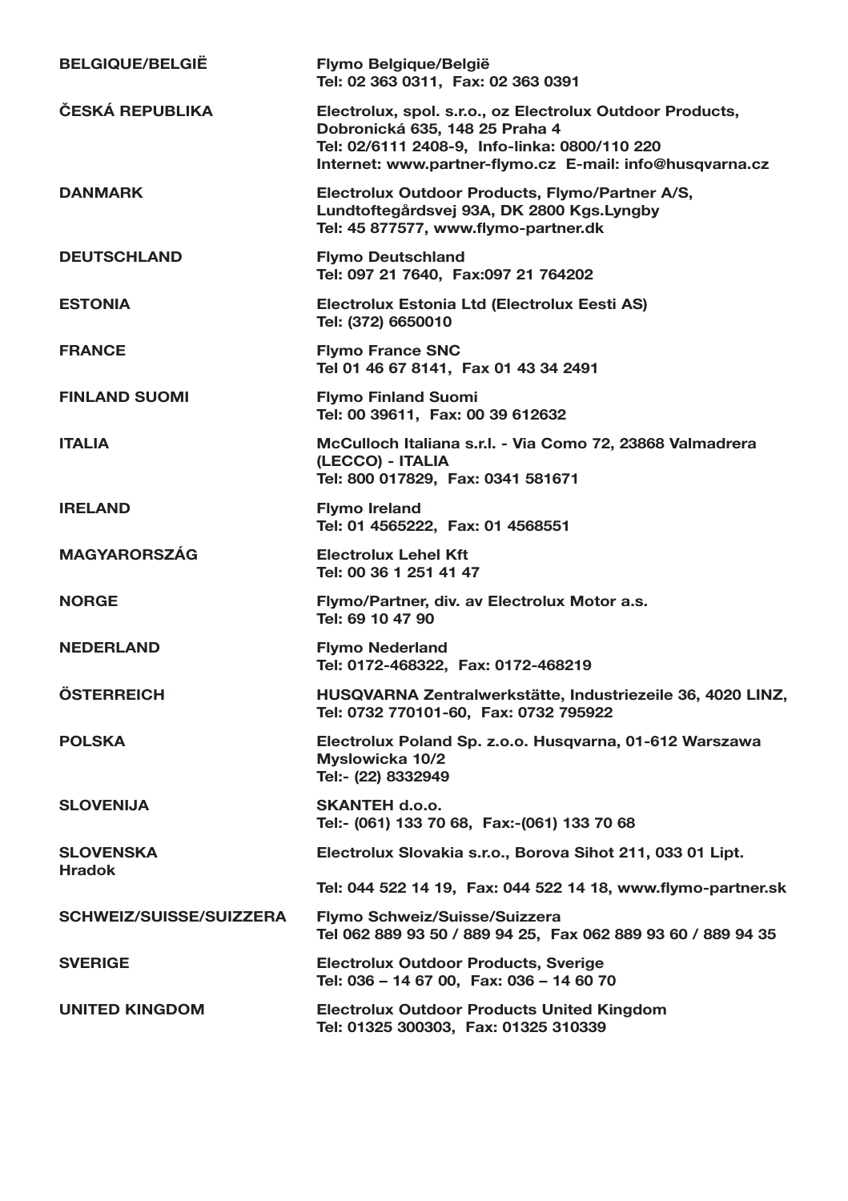| | |
|---|---|
| **BELGIQUE/BELGIË** | **Flymo Belgique/België**<br>**Tel: 02 363 0311, Fax: 02 363 0391** |
| **ČESKÁ REPUBLIKA** | **Electrolux, spol. s.r.o., oz Electrolux Outdoor Products,**<br>**Dobronická 635, 148 25 Praha 4**<br>**Tel: 02/6111 2408-9, Info-linka: 0800/110 220**<br>**Internet: www.partner-flymo.cz E-mail: info@husqvarna.cz** |
| **DANMARK** | **Electrolux Outdoor Products, Flymo/Partner A/S,**<br>**Lundtoftegårdsvej 93A, DK 2800 Kgs.Lyngby**<br>**Tel: 45 877577, www.flymo-partner.dk** |
| **DEUTSCHLAND** | **Flymo Deutschland**<br>**Tel: 097 21 7640, Fax:097 21 764202** |
| **ESTONIA** | **Electrolux Estonia Ltd (Electrolux Eesti AS)**<br>**Tel: (372) 6650010** |
| **FRANCE** | **Flymo France SNC**<br>**Tel 01 46 67 8141, Fax 01 43 34 2491** |
| **FINLAND SUOMI** | **Flymo Finland Suomi**<br>**Tel: 00 39611, Fax: 00 39 612632** |
| **ITALIA** | **McCulloch Italiana s.r.l. - Via Como 72, 23868 Valmadrera (LECCO) - ITALIA**<br>**Tel: 800 017829, Fax: 0341 581671** |
| **IRELAND** | **Flymo Ireland**<br>**Tel: 01 4565222, Fax: 01 4568551** |
| **MAGYARORSZÁG** | **Electrolux Lehel Kft**<br>**Tel: 00 36 1 251 41 47** |
| **NORGE** | **Flymo/Partner, div. av Electrolux Motor a.s.**<br>**Tel: 69 10 47 90** |
| **NEDERLAND** | **Flymo Nederland**<br>**Tel: 0172-468322, Fax: 0172-468219** |
| **ÖSTERREICH** | **HUSQVARNA Zentralwerkstätte, Industriezeile 36, 4020 LINZ,**<br>**Tel: 0732 770101-60, Fax: 0732 795922** |
| **POLSKA** | **Electrolux Poland Sp. z.o.o. Husqvarna, 01-612 Warszawa**<br>**Myslowicka 10/2**<br>**Tel:- (22) 8332949** |
| **SLOVENIJA** | **SKANTEH d.o.o.**<br>**Tel:- (061) 133 70 68, Fax:-(061) 133 70 68** |
| **SLOVENSKA** | **Electrolux Slovakia s.r.o., Borova Sihot 211, 033 01 Lipt. Hradok**<br>**Tel: 044 522 14 19, Fax: 044 522 14 18, www.flymo-partner.sk** |
| **SCHWEIZ/SUISSE/SUIZZERA** | **Flymo Schweiz/Suisse/Suizzera**<br>**Tel 062 889 93 50 / 889 94 25, Fax 062 889 93 60 / 889 94 35** |
| **SVERIGE** | **Electrolux Outdoor Products, Sverige**<br>**Tel: 036 – 14 67 00, Fax: 036 – 14 60 70** |
| **UNITED KINGDOM** | **Electrolux Outdoor Products United Kingdom**<br>**Tel: 01325 300303, Fax: 01325 310339** |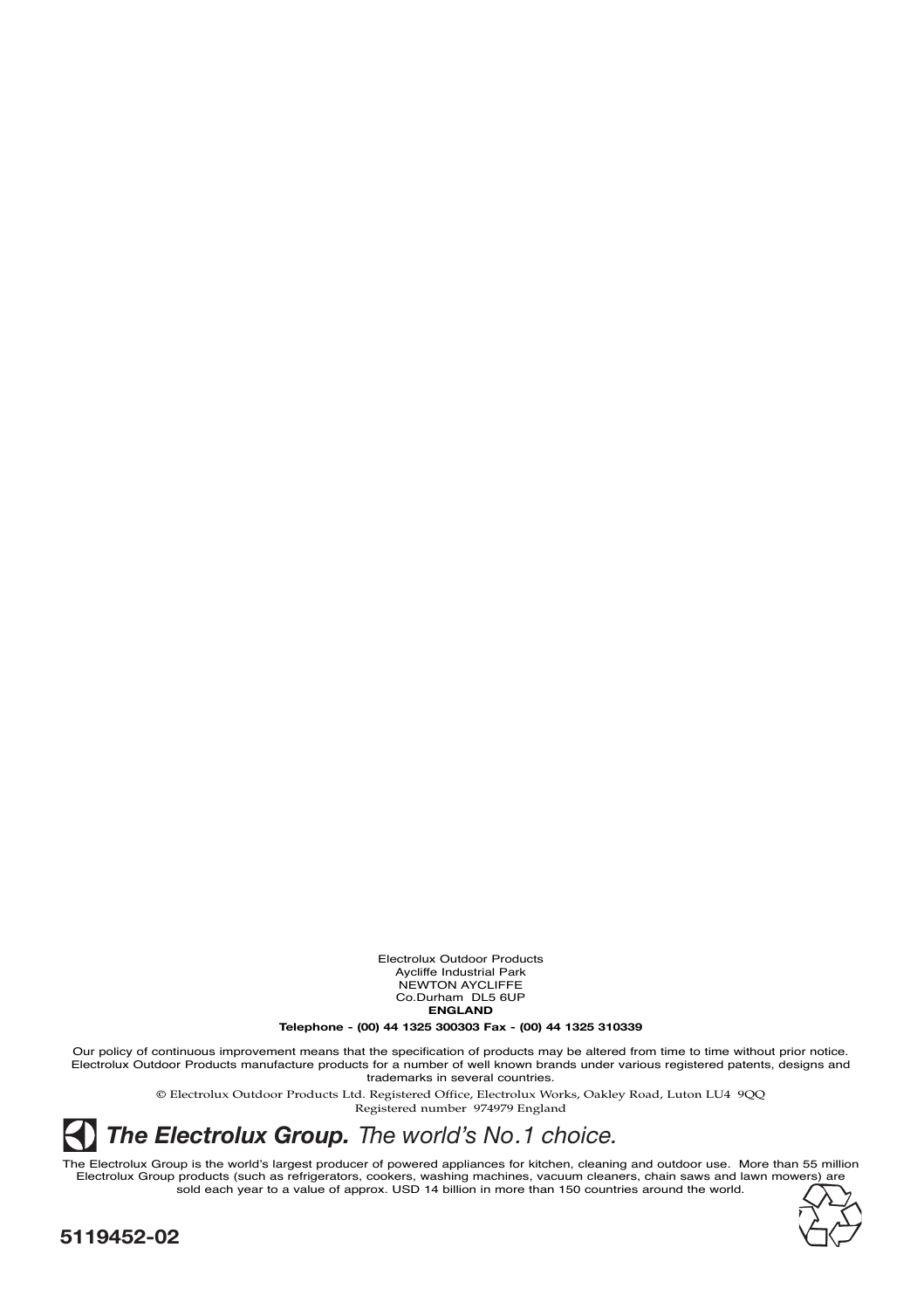Electrolux Outdoor Products
Aycliffe Industrial Park
NEWTON AYCLIFFE
Co.Durham DL5 6UP
**ENGLAND**

**Telephone - (00) 44 1325 300303 Fax - (00) 44 1325 310339**

Our policy of continuous improvement means that the specification of products may be altered from time to time without prior notice. Electrolux Outdoor Products manufacture products for a number of well known brands under various registered patents, designs and trademarks in several countries.

© Electrolux Outdoor Products Ltd. Registered Office, Electrolux Works, Oakley Road, Luton LU4 9QQ
Registered number 974979 England

***The Electrolux Group.*** *The world's No.1 choice.*

The Electrolux Group is the world's largest producer of powered appliances for kitchen, cleaning and outdoor use. More than 55 million Electrolux Group products (such as refrigerators, cookers, washing machines, vacuum cleaners, chain saws and lawn mowers) are sold each year to a value of approx. USD 14 billion in more than 150 countries around the world.

**5119452-02**